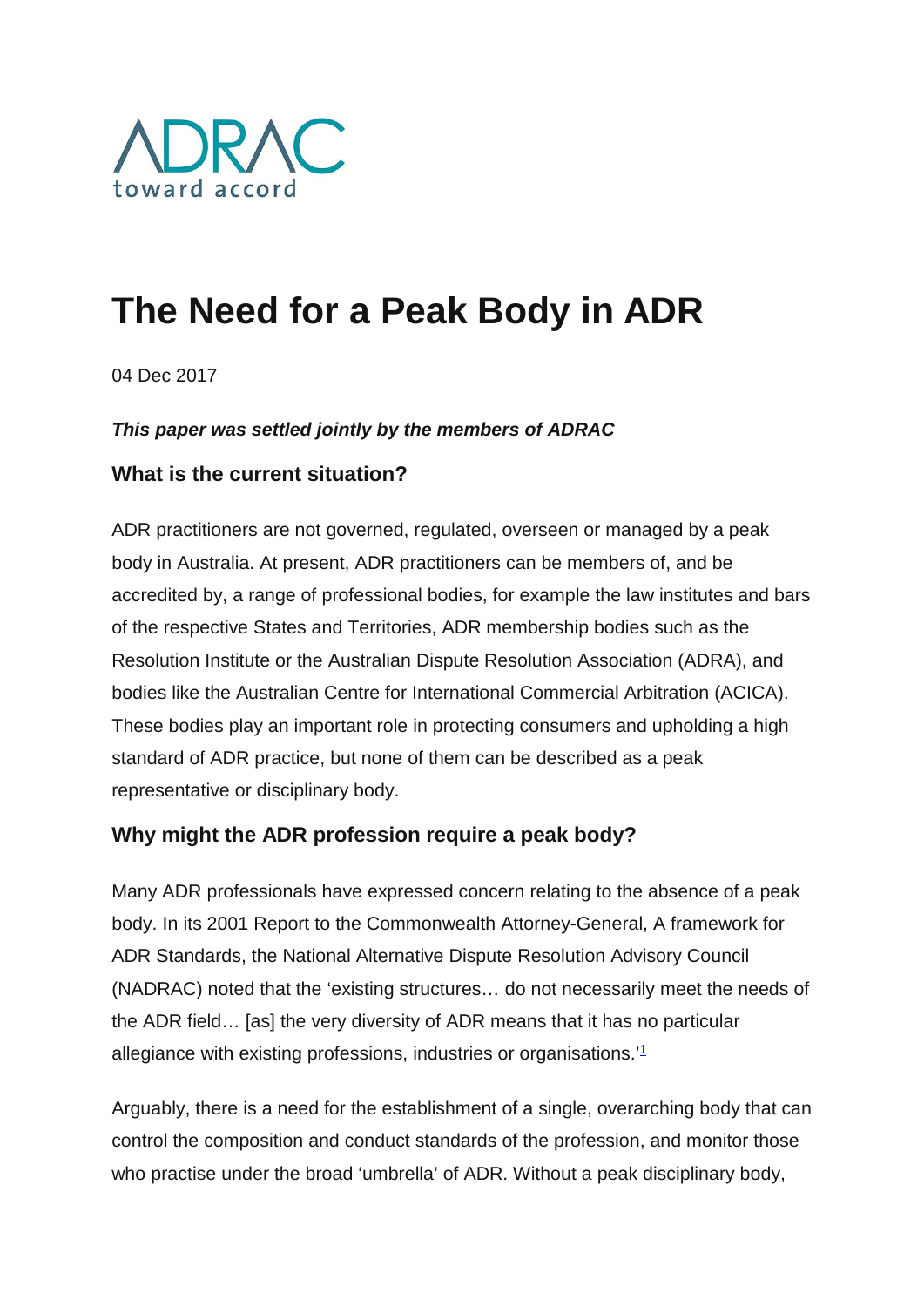ADRAC
toward accord

# The Need for a Peak Body in ADR

04 Dec 2017

***This paper was settled jointly by the members of ADRAC***

### What is the current situation?

ADR practitioners are not governed, regulated, overseen or managed by a peak body in Australia. At present, ADR practitioners can be members of, and be accredited by, a range of professional bodies, for example the law institutes and bars of the respective States and Territories, ADR membership bodies such as the Resolution Institute or the Australian Dispute Resolution Association (ADRA), and bodies like the Australian Centre for International Commercial Arbitration (ACICA). These bodies play an important role in protecting consumers and upholding a high standard of ADR practice, but none of them can be described as a peak representative or disciplinary body.

### Why might the ADR profession require a peak body?

Many ADR professionals have expressed concern relating to the absence of a peak body. In its 2001 Report to the Commonwealth Attorney-General, A framework for ADR Standards, the National Alternative Dispute Resolution Advisory Council (NADRAC) noted that the 'existing structures… do not necessarily meet the needs of the ADR field… [as] the very diversity of ADR means that it has no particular allegiance with existing professions, industries or organisations.'[1]

Arguably, there is a need for the establishment of a single, overarching body that can control the composition and conduct standards of the profession, and monitor those who practise under the broad 'umbrella' of ADR. Without a peak disciplinary body,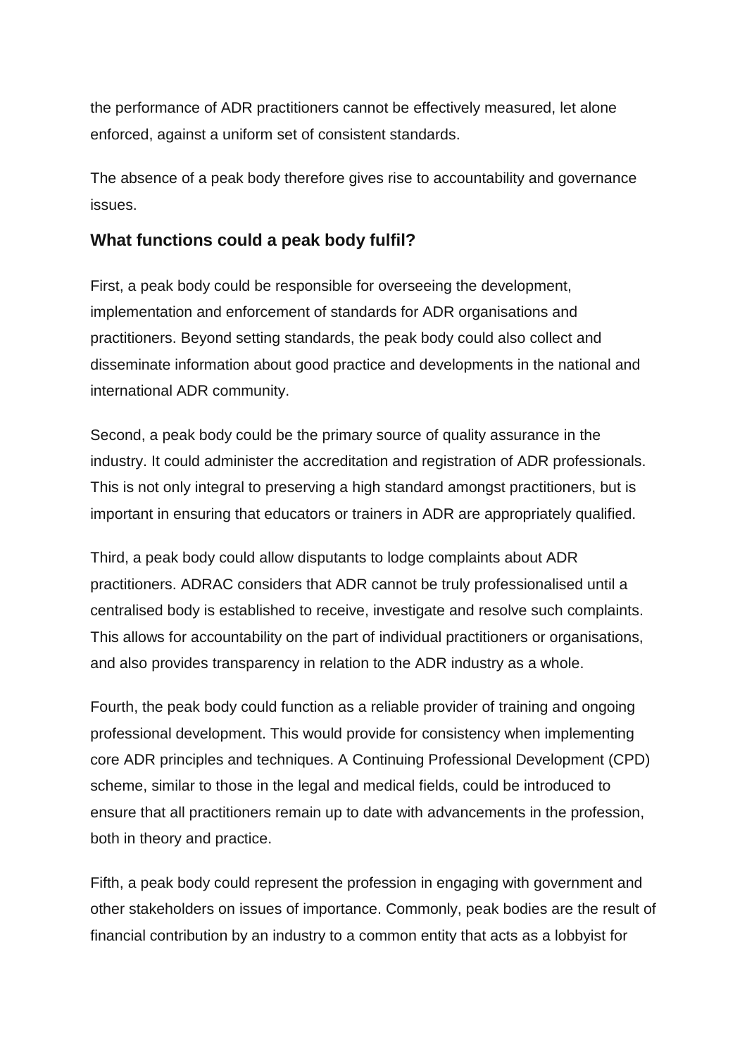the performance of ADR practitioners cannot be effectively measured, let alone enforced, against a uniform set of consistent standards.

The absence of a peak body therefore gives rise to accountability and governance issues.

### What functions could a peak body fulfil?

First, a peak body could be responsible for overseeing the development, implementation and enforcement of standards for ADR organisations and practitioners. Beyond setting standards, the peak body could also collect and disseminate information about good practice and developments in the national and international ADR community.

Second, a peak body could be the primary source of quality assurance in the industry. It could administer the accreditation and registration of ADR professionals. This is not only integral to preserving a high standard amongst practitioners, but is important in ensuring that educators or trainers in ADR are appropriately qualified.

Third, a peak body could allow disputants to lodge complaints about ADR practitioners. ADRAC considers that ADR cannot be truly professionalised until a centralised body is established to receive, investigate and resolve such complaints. This allows for accountability on the part of individual practitioners or organisations, and also provides transparency in relation to the ADR industry as a whole.

Fourth, the peak body could function as a reliable provider of training and ongoing professional development. This would provide for consistency when implementing core ADR principles and techniques. A Continuing Professional Development (CPD) scheme, similar to those in the legal and medical fields, could be introduced to ensure that all practitioners remain up to date with advancements in the profession, both in theory and practice.

Fifth, a peak body could represent the profession in engaging with government and other stakeholders on issues of importance. Commonly, peak bodies are the result of financial contribution by an industry to a common entity that acts as a lobbyist for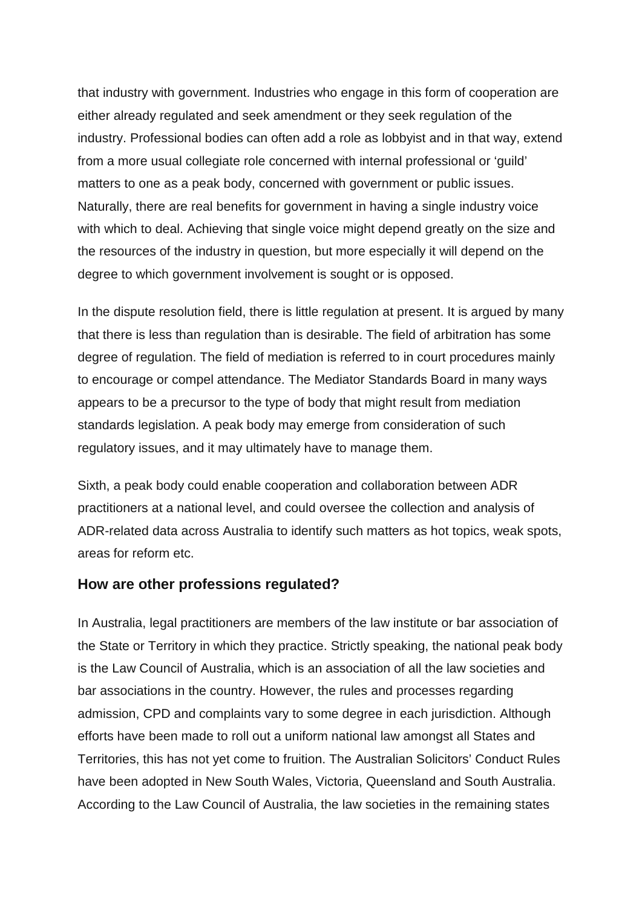that industry with government. Industries who engage in this form of cooperation are either already regulated and seek amendment or they seek regulation of the industry. Professional bodies can often add a role as lobbyist and in that way, extend from a more usual collegiate role concerned with internal professional or 'guild' matters to one as a peak body, concerned with government or public issues. Naturally, there are real benefits for government in having a single industry voice with which to deal. Achieving that single voice might depend greatly on the size and the resources of the industry in question, but more especially it will depend on the degree to which government involvement is sought or is opposed.

In the dispute resolution field, there is little regulation at present. It is argued by many that there is less than regulation than is desirable. The field of arbitration has some degree of regulation. The field of mediation is referred to in court procedures mainly to encourage or compel attendance. The Mediator Standards Board in many ways appears to be a precursor to the type of body that might result from mediation standards legislation. A peak body may emerge from consideration of such regulatory issues, and it may ultimately have to manage them.

Sixth, a peak body could enable cooperation and collaboration between ADR practitioners at a national level, and could oversee the collection and analysis of ADR-related data across Australia to identify such matters as hot topics, weak spots, areas for reform etc.

### How are other professions regulated?

In Australia, legal practitioners are members of the law institute or bar association of the State or Territory in which they practice. Strictly speaking, the national peak body is the Law Council of Australia, which is an association of all the law societies and bar associations in the country. However, the rules and processes regarding admission, CPD and complaints vary to some degree in each jurisdiction. Although efforts have been made to roll out a uniform national law amongst all States and Territories, this has not yet come to fruition. The Australian Solicitors' Conduct Rules have been adopted in New South Wales, Victoria, Queensland and South Australia. According to the Law Council of Australia, the law societies in the remaining states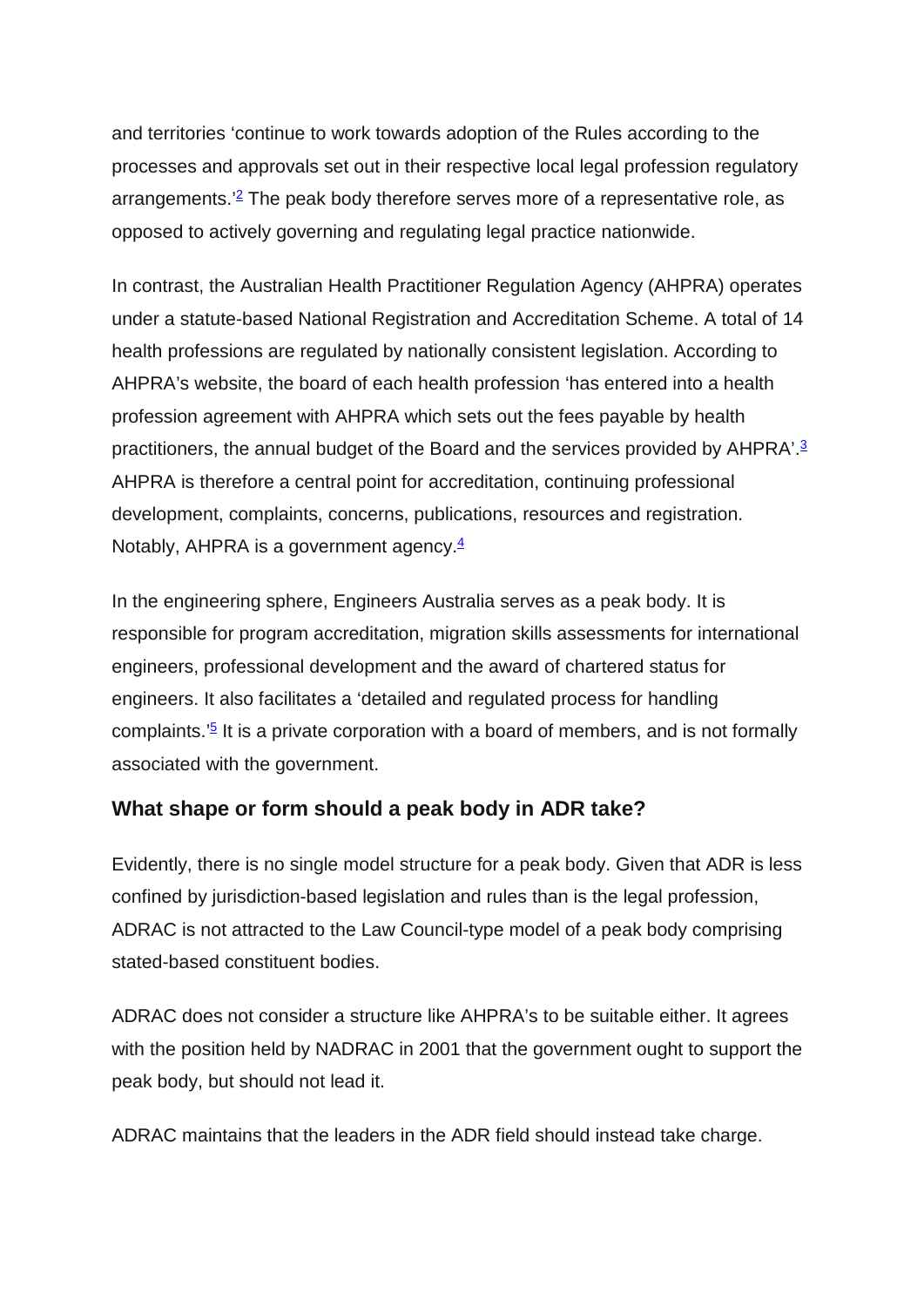and territories 'continue to work towards adoption of the Rules according to the processes and approvals set out in their respective local legal profession regulatory arrangements.'[2] The peak body therefore serves more of a representative role, as opposed to actively governing and regulating legal practice nationwide.

In contrast, the Australian Health Practitioner Regulation Agency (AHPRA) operates under a statute-based National Registration and Accreditation Scheme. A total of 14 health professions are regulated by nationally consistent legislation. According to AHPRA's website, the board of each health profession 'has entered into a health profession agreement with AHPRA which sets out the fees payable by health practitioners, the annual budget of the Board and the services provided by AHPRA'.[3] AHPRA is therefore a central point for accreditation, continuing professional development, complaints, concerns, publications, resources and registration. Notably, AHPRA is a government agency.[4]

In the engineering sphere, Engineers Australia serves as a peak body. It is responsible for program accreditation, migration skills assessments for international engineers, professional development and the award of chartered status for engineers. It also facilitates a 'detailed and regulated process for handling complaints.'[5] It is a private corporation with a board of members, and is not formally associated with the government.

### What shape or form should a peak body in ADR take?

Evidently, there is no single model structure for a peak body. Given that ADR is less confined by jurisdiction-based legislation and rules than is the legal profession, ADRAC is not attracted to the Law Council-type model of a peak body comprising stated-based constituent bodies.

ADRAC does not consider a structure like AHPRA's to be suitable either. It agrees with the position held by NADRAC in 2001 that the government ought to support the peak body, but should not lead it.

ADRAC maintains that the leaders in the ADR field should instead take charge.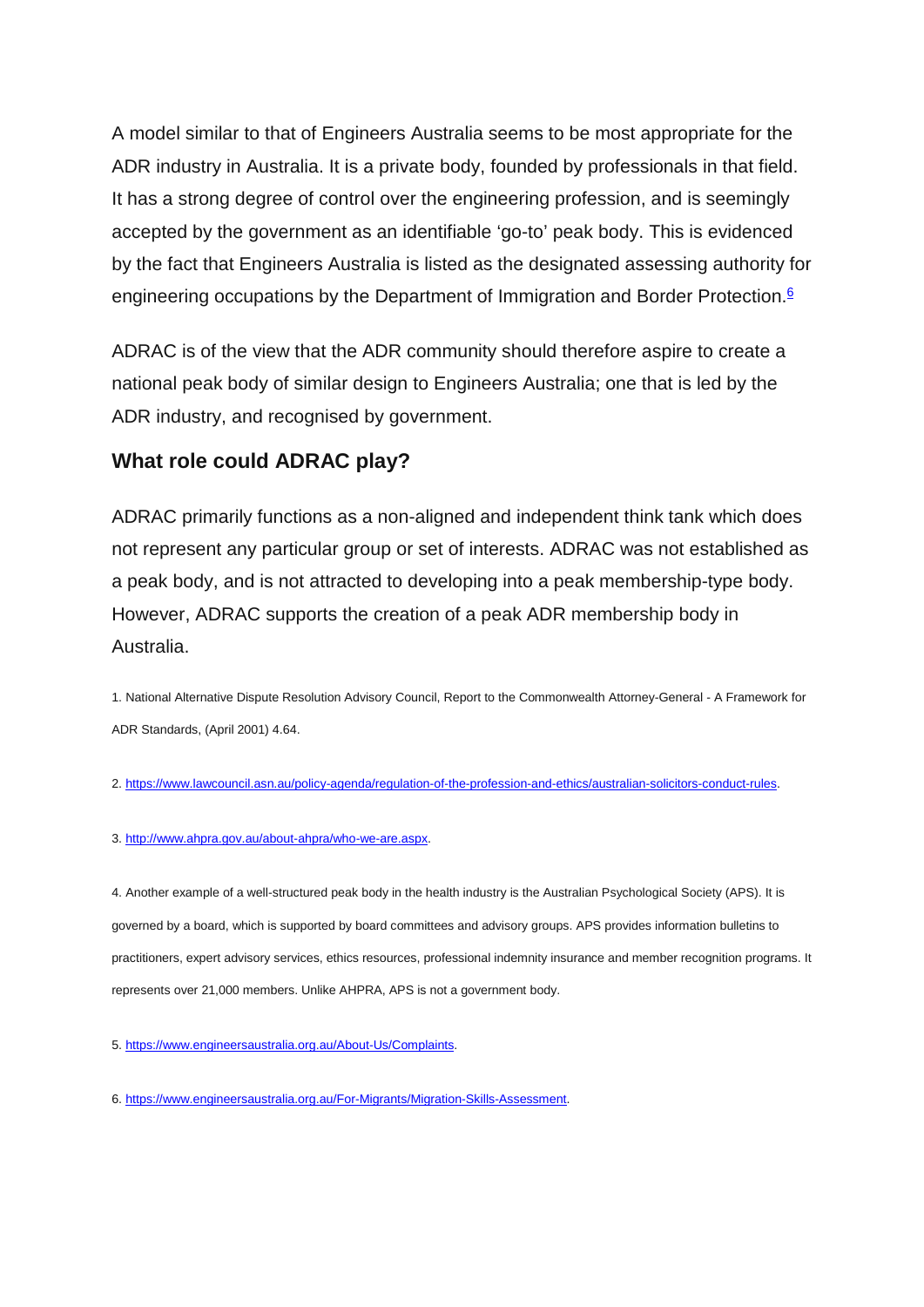A model similar to that of Engineers Australia seems to be most appropriate for the ADR industry in Australia. It is a private body, founded by professionals in that field. It has a strong degree of control over the engineering profession, and is seemingly accepted by the government as an identifiable 'go-to' peak body. This is evidenced by the fact that Engineers Australia is listed as the designated assessing authority for engineering occupations by the Department of Immigration and Border Protection.[6]

ADRAC is of the view that the ADR community should therefore aspire to create a national peak body of similar design to Engineers Australia; one that is led by the ADR industry, and recognised by government.

### What role could ADRAC play?

ADRAC primarily functions as a non-aligned and independent think tank which does not represent any particular group or set of interests. ADRAC was not established as a peak body, and is not attracted to developing into a peak membership-type body. However, ADRAC supports the creation of a peak ADR membership body in Australia.

1. National Alternative Dispute Resolution Advisory Council, Report to the Commonwealth Attorney-General - A Framework for ADR Standards, (April 2001) 4.64.

2. https://www.lawcouncil.asn.au/policy-agenda/regulation-of-the-profession-and-ethics/australian-solicitors-conduct-rules.

3. http://www.ahpra.gov.au/about-ahpra/who-we-are.aspx.

4. Another example of a well-structured peak body in the health industry is the Australian Psychological Society (APS). It is governed by a board, which is supported by board committees and advisory groups. APS provides information bulletins to practitioners, expert advisory services, ethics resources, professional indemnity insurance and member recognition programs. It represents over 21,000 members. Unlike AHPRA, APS is not a government body.

5. https://www.engineersaustralia.org.au/About-Us/Complaints.

6. https://www.engineersaustralia.org.au/For-Migrants/Migration-Skills-Assessment.